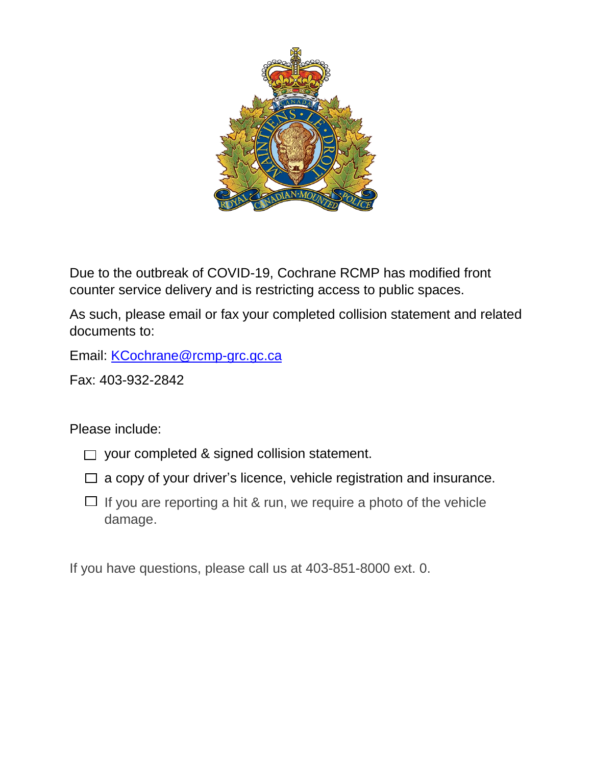Due to the outbreak of COVID-19, Cochrane RCMP has modified front counter service delivery and is restricting access to public spaces.

As such, please email or fax your completed collision statement and related documents to:

Email: KCochrane@rcmp-grc.gc.ca

Fax: 403-932-2842

Please include:

- ☐ your completed & signed collision statement.
- ☐ a copy of your driver's licence, vehicle registration and insurance.
- ☐ If you are reporting a hit & run, we require a photo of the vehicle damage.

If you have questions, please call us at 403-851-8000 ext. 0.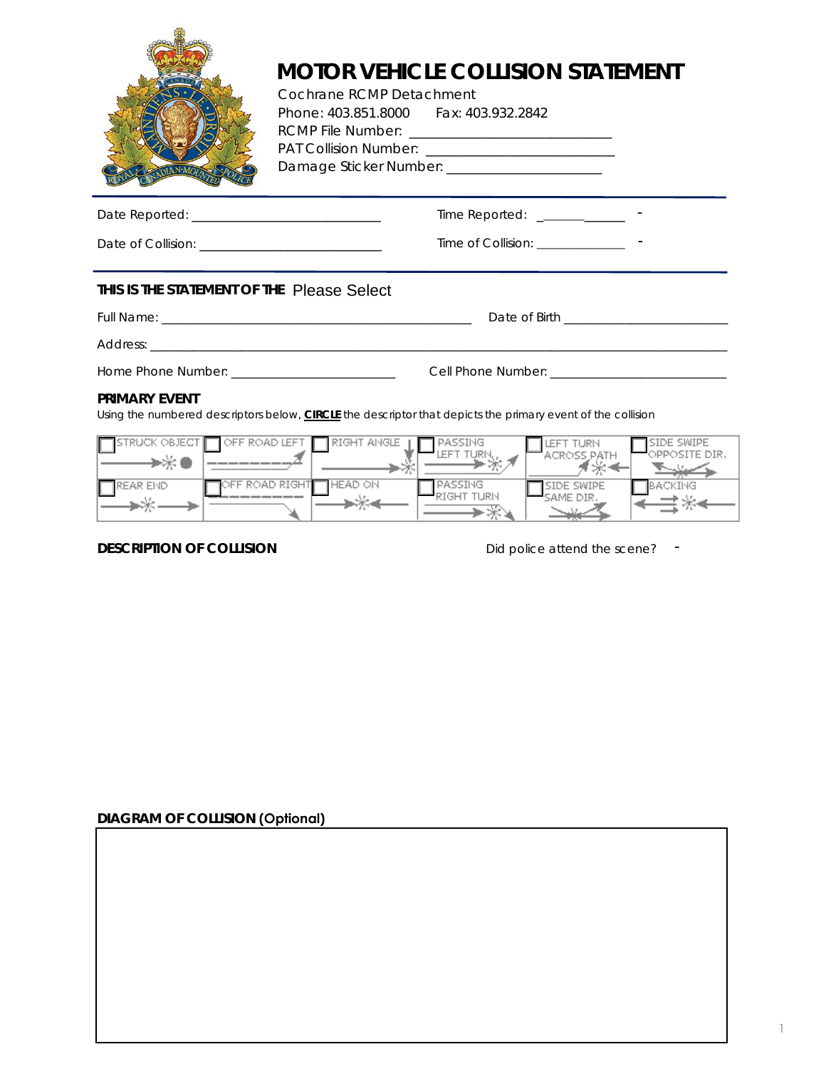# MOTOR VEHICLE COLLISION STATEMENT

Cochrane RCMP Detachment
Phone: 403.851.8000 Fax: 403.932.2842
RCMP File Number: ___________________________
PAT Collision Number: ___________________________
Damage Sticker Number: ______________________

Date Reported: ___________________________ Time Reported: _____________ -

Date of Collision: ___________________________ Time of Collision: _____________ -

**THIS IS THE STATEMENT OF THE** Please Select

Full Name: _______________________________________________ Date of Birth ________________________

Address: ___________________________________________________________________________________

Home Phone Number: _________________________ Cell Phone Number: __________________________

**PRIMARY EVENT**

Using the numbered descriptors below, **CIRCLE** the descriptor that depicts the primary event of the collision

| | | | | | |
|---|---|---|---|---|---|
| ☐ STRUCK OBJECT | ☐ OFF ROAD LEFT | ☐ RIGHT ANGLE | ☐ PASSING LEFT TURN | ☐ LEFT TURN ACROSS PATH | ☐ SIDE SWIPE OPPOSITE DIR. |
| ☐ REAR END | ☐ OFF ROAD RIGHT | ☐ HEAD ON | ☐ PASSING RIGHT TURN | ☐ SIDE SWIPE SAME DIR. | ☐ BACKING |

**DESCRIPTION OF COLLISION** Did police attend the scene? -

**DIAGRAM OF COLLISION** (Optional)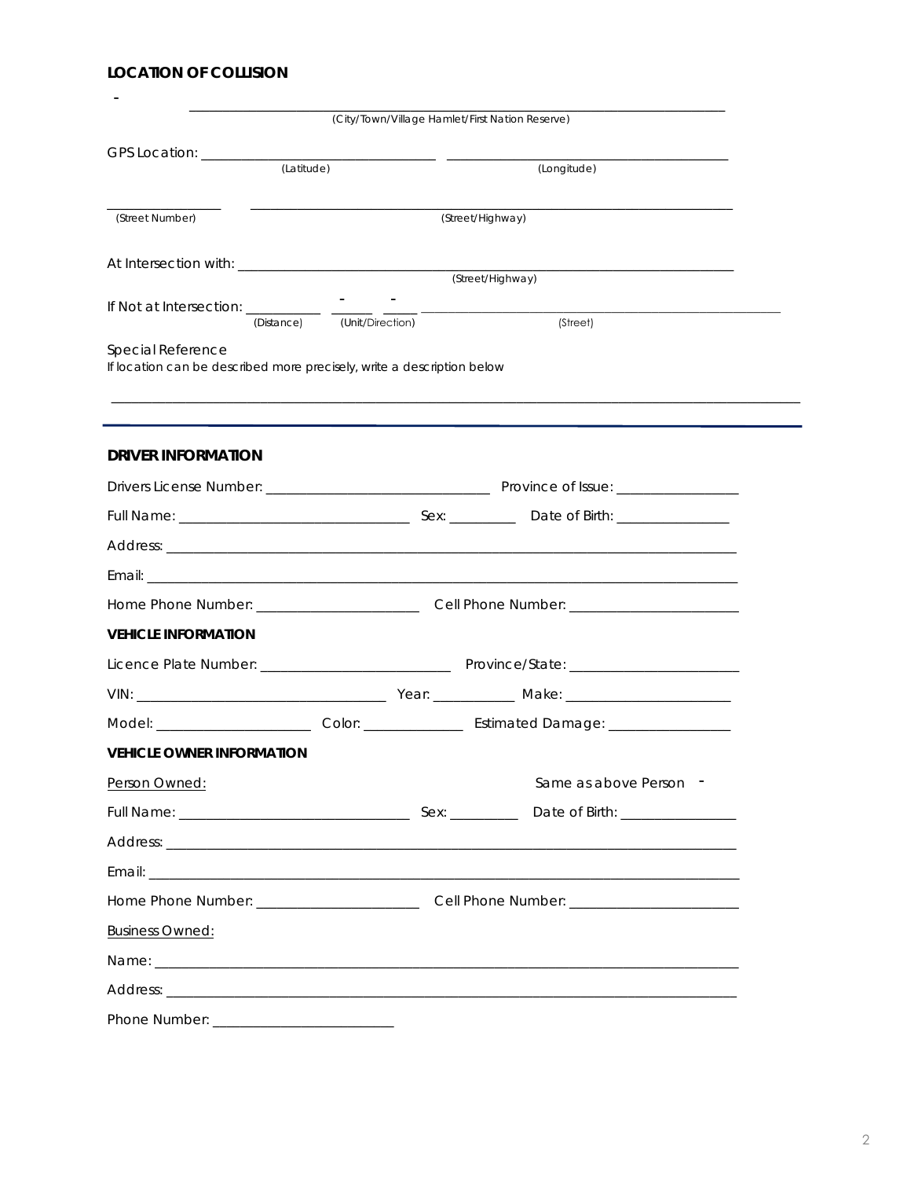**LOCATION OF COLLISION**

\- ______________________________________________
(City/Town/Village Hamlet/First Nation Reserve)

GPS Location: ____________________ ____________________
(Latitude) (Longitude)

__________ ______________________________________________
(Street Number) (Street/Highway)

At Intersection with: ______________________________________________
(Street/Highway)

If Not at Intersection: ________ - _____ - _____ ______________________________
(Distance) (Unit/Direction) (Street)

Special Reference
If location can be described more precisely, write a description below

______________________________________________________________________________

---

**DRIVER INFORMATION**

Drivers License Number: ____________________ Province of Issue: ____________

Full Name: ____________________ Sex: ________ Date of Birth: ____________

Address: ______________________________________________

Email: ______________________________________________

Home Phone Number: ________________ Cell Phone Number: ________________

**VEHICLE INFORMATION**

Licence Plate Number: ________________ Province/State: ________________

VIN: ____________________ Year: ________ Make: ________________

Model: ____________ Color: __________ Estimated Damage: ____________

**VEHICLE OWNER INFORMATION**

Person Owned: Same as above Person -

Full Name: ____________________ Sex: ________ Date of Birth: ____________

Address: ______________________________________________

Email: ______________________________________________

Home Phone Number: ________________ Cell Phone Number: ________________

Business Owned:

Name: ______________________________________________

Address: ______________________________________________

Phone Number: ________________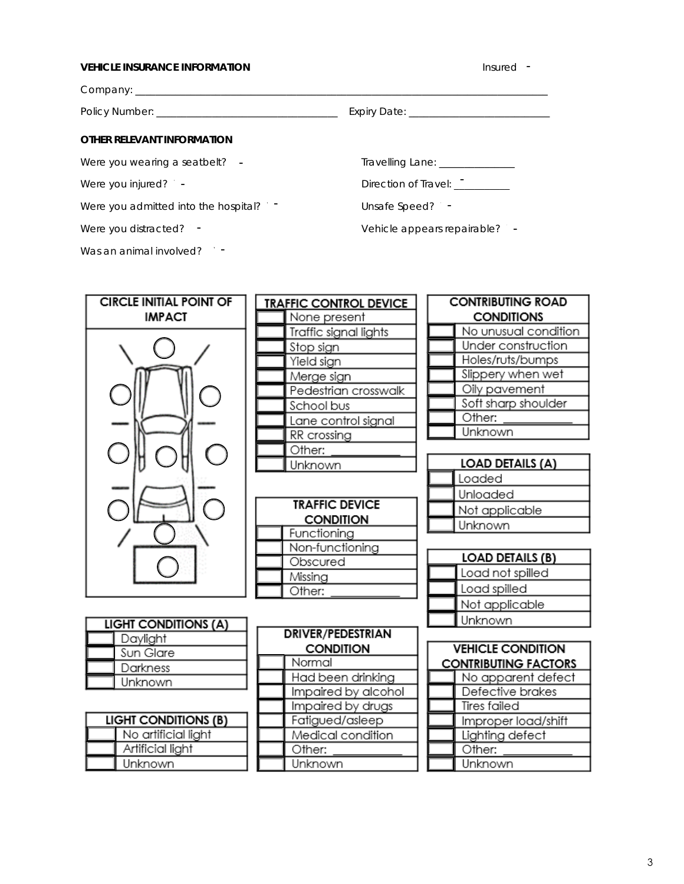**VEHICLE INSURANCE INFORMATION** Insured -

Company: ___________________________________________________________________________

Policy Number: ________________________________ Expiry Date: _________________________

**OTHER RELEVANT INFORMATION**

Were you wearing a seatbelt? -

Were you injured? -

Were you admitted into the hospital? -

Were you distracted? -

Was an animal involved? -

Travelling Lane: _____________

Direction of Travel: __________

Unsafe Speed? -

Vehicle appears repairable? -

| CIRCLE INITIAL POINT OF IMPACT |
|---|
| |

| | TRAFFIC CONTROL DEVICE |
|---|---|
| | None present |
| | Traffic signal lights |
| | Stop sign |
| | Yield sign |
| | Merge sign |
| | Pedestrian crosswalk |
| | School bus |
| | Lane control signal |
| | RR crossing |
| | Other: ___________ |
| | Unknown |

| | CONTRIBUTING ROAD CONDITIONS |
|---|---|
| | No unusual condition |
| | Under construction |
| | Holes/ruts/bumps |
| | Slippery when wet |
| | Oily pavement |
| | Soft sharp shoulder |
| | Other: ___________ |
| | Unknown |

| | LOAD DETAILS (A) |
|---|---|
| | Loaded |
| | Unloaded |
| | Not applicable |
| | Unknown |

| | TRAFFIC DEVICE CONDITION |
|---|---|
| | Functioning |
| | Non-functioning |
| | Obscured |
| | Missing |
| | Other: ___________ |

| | LOAD DETAILS (B) |
|---|---|
| | Load not spilled |
| | Load spilled |
| | Not applicable |
| | Unknown |

| | LIGHT CONDITIONS (A) |
|---|---|
| | Daylight |
| | Sun Glare |
| | Darkness |
| | Unknown |

| | DRIVER/PEDESTRIAN CONDITION |
|---|---|
| | Normal |
| | Had been drinking |
| | Impaired by alcohol |
| | Impaired by drugs |
| | Fatigued/asleep |
| | Medical condition |
| | Other: ___________ |
| | Unknown |

| | VEHICLE CONDITION CONTRIBUTING FACTORS |
|---|---|
| | No apparent defect |
| | Defective brakes |
| | Tires failed |
| | Improper load/shift |
| | Lighting defect |
| | Other: ___________ |
| | Unknown |

| | LIGHT CONDITIONS (B) |
|---|---|
| | No artificial light |
| | Artificial light |
| | Unknown |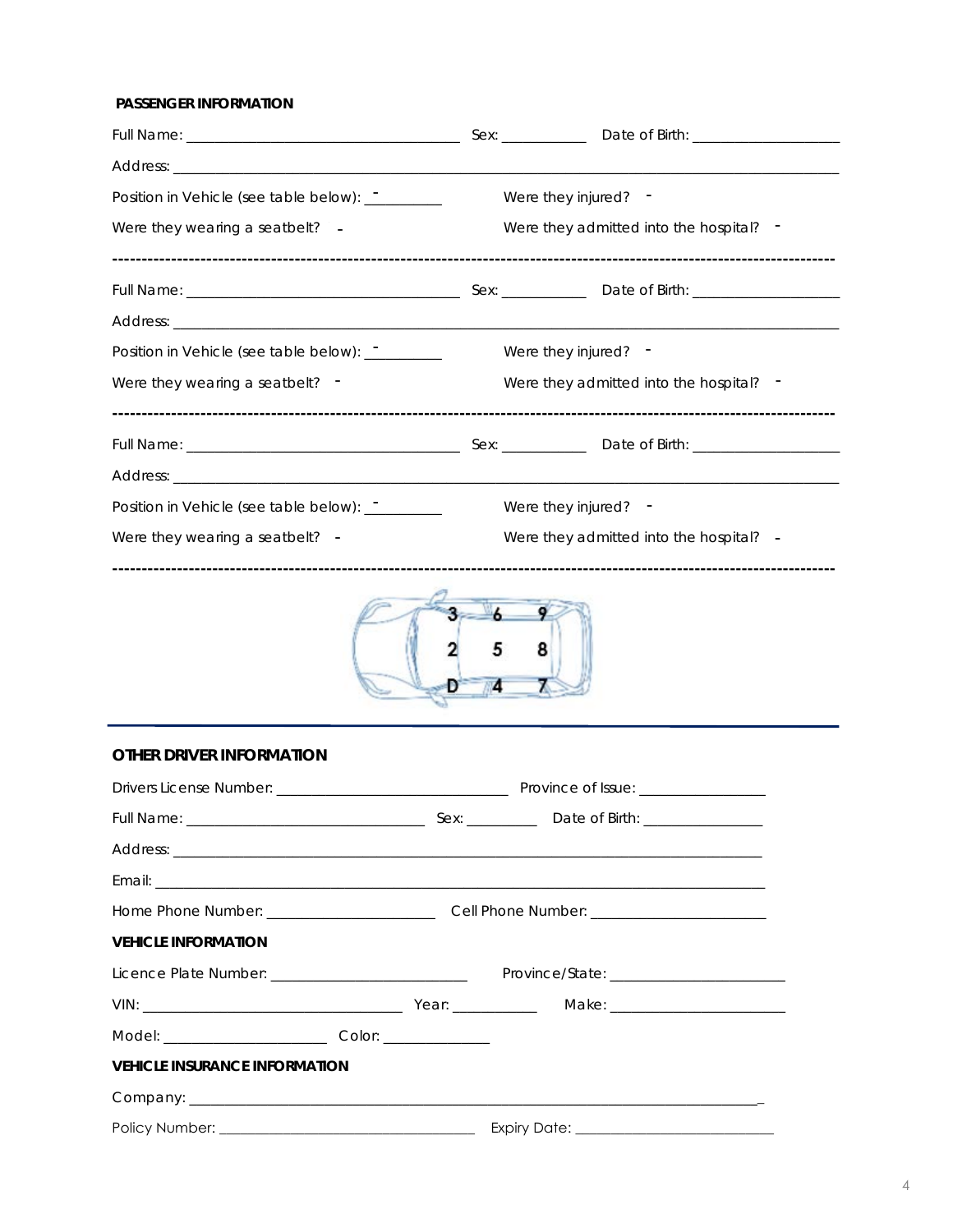**PASSENGER INFORMATION**

Full Name: ____________________________________ Sex: ___________ Date of Birth: ____________________

Address: ____________________________________________________________________________________

Position in Vehicle (see table below): __________ Were they injured? -

Were they wearing a seatbelt? - Were they admitted into the hospital? -

---

Full Name: ____________________________________ Sex: ___________ Date of Birth: ____________________

Address: ____________________________________________________________________________________

Position in Vehicle (see table below): __________ Were they injured? -

Were they wearing a seatbelt? - Were they admitted into the hospital? -

---

Full Name: ____________________________________ Sex: ___________ Date of Birth: ____________________

Address: ____________________________________________________________________________________

Position in Vehicle (see table below): __________ Were they injured? -

Were they wearing a seatbelt? - Were they admitted into the hospital? -

---

| 3 | 6 | 9 |
|---|---|---|
| 2 | 5 | 8 |
| D | 4 | 7 |

**OTHER DRIVER INFORMATION**

Drivers License Number: ______________________________ Province of Issue: ________________

Full Name: _______________________________ Sex: _________ Date of Birth: ________________

Address: ___________________________________________________________________________

Email: _____________________________________________________________________________

Home Phone Number: ______________________ Cell Phone Number: _______________________

**VEHICLE INFORMATION**

Licence Plate Number: __________________________ Province/State: _______________________

VIN: _________________________________ Year: ___________ Make: _______________________

Model: _____________________ Color: ______________

**VEHICLE INSURANCE INFORMATION**

Company: ___________________________________________________________________________

Policy Number: __________________________________ Expiry Date: __________________________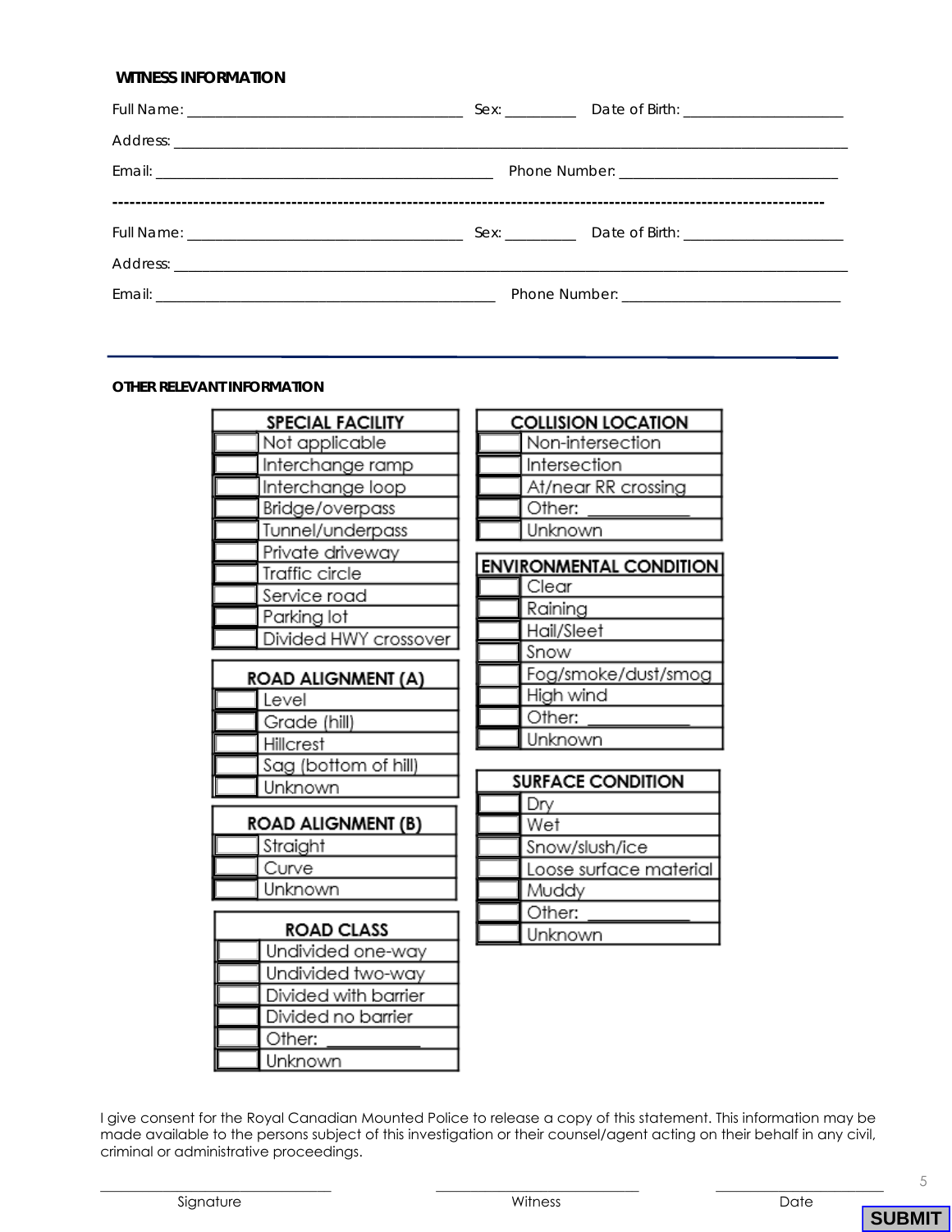**WITNESS INFORMATION**

Full Name: ______________________________ Sex: _________ Date of Birth: ____________________

Address: ________________________________________________________________________________

Email: ______________________________________ Phone Number: ___________________________

---

Full Name: ______________________________ Sex: _________ Date of Birth: ____________________

Address: ________________________________________________________________________________

Email: ______________________________________ Phone Number: ___________________________

---

**OTHER RELEVANT INFORMATION**

| | SPECIAL FACILITY |
|---|---|
| ☐ | Not applicable |
| ☐ | Interchange ramp |
| ☐ | Interchange loop |
| ☐ | Bridge/overpass |
| ☐ | Tunnel/underpass |
| ☐ | Private driveway |
| ☐ | Traffic circle |
| ☐ | Service road |
| ☐ | Parking lot |
| ☐ | Divided HWY crossover |

| | ROAD ALIGNMENT (A) |
|---|---|
| ☐ | Level |
| ☐ | Grade (hill) |
| ☐ | Hillcrest |
| ☐ | Sag (bottom of hill) |
| ☐ | Unknown |

| | ROAD ALIGNMENT (B) |
|---|---|
| ☐ | Straight |
| ☐ | Curve |
| ☐ | Unknown |

| | ROAD CLASS |
|---|---|
| ☐ | Undivided one-way |
| ☐ | Undivided two-way |
| ☐ | Divided with barrier |
| ☐ | Divided no barrier |
| ☐ | Other: ___________ |
| ☐ | Unknown |

| | COLLISION LOCATION |
|---|---|
| ☐ | Non-intersection |
| ☐ | Intersection |
| ☐ | At/near RR crossing |
| ☐ | Other: ___________ |
| ☐ | Unknown |

| | ENVIRONMENTAL CONDITION |
|---|---|
| ☐ | Clear |
| ☐ | Raining |
| ☐ | Hail/Sleet |
| ☐ | Snow |
| ☐ | Fog/smoke/dust/smog |
| ☐ | High wind |
| ☐ | Other: ___________ |
| ☐ | Unknown |

| | SURFACE CONDITION |
|---|---|
| ☐ | Dry |
| ☐ | Wet |
| ☐ | Snow/slush/ice |
| ☐ | Loose surface material |
| ☐ | Muddy |
| ☐ | Other: ___________ |
| ☐ | Unknown |

I give consent for the Royal Canadian Mounted Police to release a copy of this statement. This information may be made available to the persons subject of this investigation or their counsel/agent acting on their behalf in any civil, criminal or administrative proceedings.

______________________________ ______________________________ ______________________________
Signature Witness Date

SUBMIT